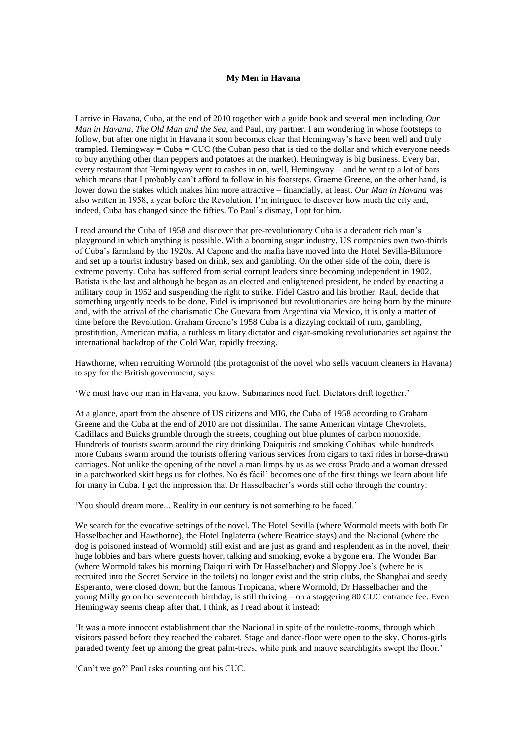**My Men in Havana**

I arrive in Havana, Cuba, at the end of 2010 together with a guide book and several men including *Our Man in Havana*, *The Old Man and the Sea*, and Paul, my partner. I am wondering in whose footsteps to follow, but after one night in Havana it soon becomes clear that Hemingway's have been well and truly trampled. Hemingway = Cuba = CUC (the Cuban peso that is tied to the dollar and which everyone needs to buy anything other than peppers and potatoes at the market). Hemingway is big business. Every bar, every restaurant that Hemingway went to cashes in on, well, Hemingway – and he went to a lot of bars which means that I probably can't afford to follow in his footsteps. Graeme Greene, on the other hand, is lower down the stakes which makes him more attractive – financially, at least. *Our Man in Havana* was also written in 1958, a year before the Revolution. I'm intrigued to discover how much the city and, indeed, Cuba has changed since the fifties. To Paul's dismay, I opt for him.

I read around the Cuba of 1958 and discover that pre-revolutionary Cuba is a decadent rich man's playground in which anything is possible. With a booming sugar industry, US companies own two-thirds of Cuba's farmland by the 1920s. Al Capone and the mafia have moved into the Hotel Sevilla-Biltmore and set up a tourist industry based on drink, sex and gambling. On the other side of the coin, there is extreme poverty. Cuba has suffered from serial corrupt leaders since becoming independent in 1902. Batista is the last and although he began as an elected and enlightened president, he ended by enacting a military coup in 1952 and suspending the right to strike. Fidel Castro and his brother, Raul, decide that something urgently needs to be done. Fidel is imprisoned but revolutionaries are being born by the minute and, with the arrival of the charismatic Che Guevara from Argentina via Mexico, it is only a matter of time before the Revolution. Graham Greene's 1958 Cuba is a dizzying cocktail of rum, gambling, prostitution, American mafia, a ruthless military dictator and cigar-smoking revolutionaries set against the international backdrop of the Cold War, rapidly freezing.

Hawthorne, when recruiting Wormold (the protagonist of the novel who sells vacuum cleaners in Havana) to spy for the British government, says:

'We must have our man in Havana, you know. Submarines need fuel. Dictators drift together.'

At a glance, apart from the absence of US citizens and MI6, the Cuba of 1958 according to Graham Greene and the Cuba at the end of 2010 are not dissimilar. The same American vintage Chevrolets, Cadillacs and Buicks grumble through the streets, coughing out blue plumes of carbon monoxide. Hundreds of tourists swarm around the city drinking Daiquirís and smoking Cohibas, while hundreds more Cubans swarm around the tourists offering various services from cigars to taxi rides in horse-drawn carriages. Not unlike the opening of the novel a man limps by us as we cross Prado and a woman dressed in a patchworked skirt begs us for clothes. No és fácil' becomes one of the first things we learn about life for many in Cuba. I get the impression that Dr Hasselbacher's words still echo through the country:

'You should dream more... Reality in our century is not something to be faced.'

We search for the evocative settings of the novel. The Hotel Sevilla (where Wormold meets with both Dr Hasselbacher and Hawthorne), the Hotel Inglaterra (where Beatrice stays) and the Nacional (where the dog is poisoned instead of Wormold) still exist and are just as grand and resplendent as in the novel, their huge lobbies and bars where guests hover, talking and smoking, evoke a bygone era. The Wonder Bar (where Wormold takes his morning Daiquirí with Dr Hasselbacher) and Sloppy Joe's (where he is recruited into the Secret Service in the toilets) no longer exist and the strip clubs, the Shanghai and seedy Esperanto, were closed down, but the famous Tropicana, where Wormold, Dr Hasselbacher and the young Milly go on her seventeenth birthday, is still thriving – on a staggering 80 CUC entrance fee. Even Hemingway seems cheap after that, I think, as I read about it instead:

'It was a more innocent establishment than the Nacional in spite of the roulette-rooms, through which visitors passed before they reached the cabaret. Stage and dance-floor were open to the sky. Chorus-girls paraded twenty feet up among the great palm-trees, while pink and mauve searchlights swept the floor.'

'Can't we go?' Paul asks counting out his CUC.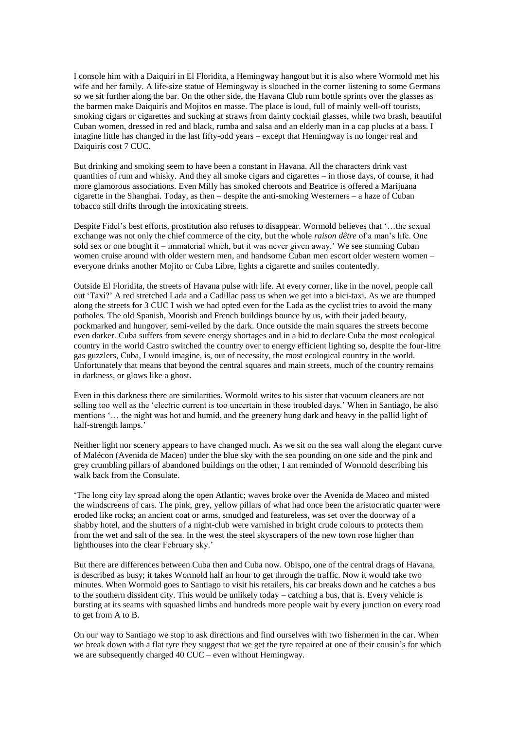I console him with a Daiquirí in El Floridita, a Hemingway hangout but it is also where Wormold met his wife and her family. A life-size statue of Hemingway is slouched in the corner listening to some Germans so we sit further along the bar. On the other side, the Havana Club rum bottle sprints over the glasses as the barmen make Daiquirís and Mojitos en masse. The place is loud, full of mainly well-off tourists, smoking cigars or cigarettes and sucking at straws from dainty cocktail glasses, while two brash, beautiful Cuban women, dressed in red and black, rumba and salsa and an elderly man in a cap plucks at a bass. I imagine little has changed in the last fifty-odd years – except that Hemingway is no longer real and Daiquirís cost 7 CUC.

But drinking and smoking seem to have been a constant in Havana. All the characters drink vast quantities of rum and whisky. And they all smoke cigars and cigarettes – in those days, of course, it had more glamorous associations. Even Milly has smoked cheroots and Beatrice is offered a Marijuana cigarette in the Shanghai. Today, as then – despite the anti-smoking Westerners – a haze of Cuban tobacco still drifts through the intoxicating streets.

Despite Fidel's best efforts, prostitution also refuses to disappear. Wormold believes that '…the sexual exchange was not only the chief commerce of the city, but the whole *raison dêtre* of a man's life. One sold sex or one bought it – immaterial which, but it was never given away.' We see stunning Cuban women cruise around with older western men, and handsome Cuban men escort older western women – everyone drinks another Mojito or Cuba Libre, lights a cigarette and smiles contentedly.

Outside El Floridita, the streets of Havana pulse with life. At every corner, like in the novel, people call out 'Taxi?' A red stretched Lada and a Cadillac pass us when we get into a bici-taxi. As we are thumped along the streets for 3 CUC I wish we had opted even for the Lada as the cyclist tries to avoid the many potholes. The old Spanish, Moorish and French buildings bounce by us, with their jaded beauty, pockmarked and hungover, semi-veiled by the dark. Once outside the main squares the streets become even darker. Cuba suffers from severe energy shortages and in a bid to declare Cuba the most ecological country in the world Castro switched the country over to energy efficient lighting so, despite the four-litre gas guzzlers, Cuba, I would imagine, is, out of necessity, the most ecological country in the world. Unfortunately that means that beyond the central squares and main streets, much of the country remains in darkness, or glows like a ghost.

Even in this darkness there are similarities. Wormold writes to his sister that vacuum cleaners are not selling too well as the 'electric current is too uncertain in these troubled days.' When in Santiago, he also mentions '… the night was hot and humid, and the greenery hung dark and heavy in the pallid light of half-strength lamps.'

Neither light nor scenery appears to have changed much. As we sit on the sea wall along the elegant curve of Malécon (Avenida de Maceo) under the blue sky with the sea pounding on one side and the pink and grey crumbling pillars of abandoned buildings on the other, I am reminded of Wormold describing his walk back from the Consulate.

'The long city lay spread along the open Atlantic; waves broke over the Avenida de Maceo and misted the windscreens of cars. The pink, grey, yellow pillars of what had once been the aristocratic quarter were eroded like rocks; an ancient coat or arms, smudged and featureless, was set over the doorway of a shabby hotel, and the shutters of a night-club were varnished in bright crude colours to protects them from the wet and salt of the sea. In the west the steel skyscrapers of the new town rose higher than lighthouses into the clear February sky.'

But there are differences between Cuba then and Cuba now. Obispo, one of the central drags of Havana, is described as busy; it takes Wormold half an hour to get through the traffic. Now it would take two minutes. When Wormold goes to Santiago to visit his retailers, his car breaks down and he catches a bus to the southern dissident city. This would be unlikely today – catching a bus, that is. Every vehicle is bursting at its seams with squashed limbs and hundreds more people wait by every junction on every road to get from A to B.

On our way to Santiago we stop to ask directions and find ourselves with two fishermen in the car. When we break down with a flat tyre they suggest that we get the tyre repaired at one of their cousin's for which we are subsequently charged 40 CUC – even without Hemingway.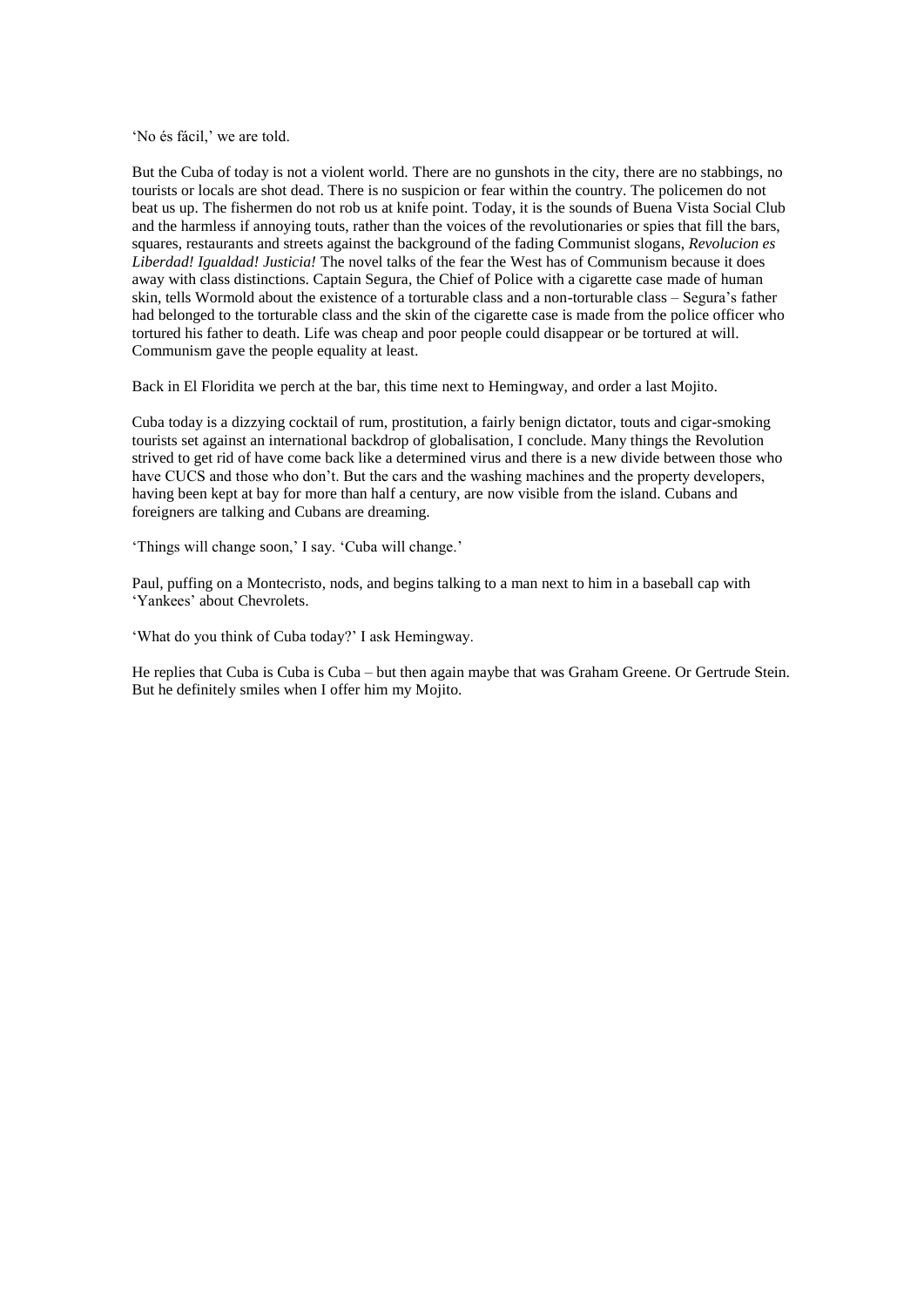'No és fácil,' we are told.

But the Cuba of today is not a violent world. There are no gunshots in the city, there are no stabbings, no tourists or locals are shot dead. There is no suspicion or fear within the country. The policemen do not beat us up. The fishermen do not rob us at knife point. Today, it is the sounds of Buena Vista Social Club and the harmless if annoying touts, rather than the voices of the revolutionaries or spies that fill the bars, squares, restaurants and streets against the background of the fading Communist slogans, *Revolucion es Liberdad! Igualdad! Justicia!* The novel talks of the fear the West has of Communism because it does away with class distinctions. Captain Segura, the Chief of Police with a cigarette case made of human skin, tells Wormold about the existence of a torturable class and a non-torturable class – Segura's father had belonged to the torturable class and the skin of the cigarette case is made from the police officer who tortured his father to death. Life was cheap and poor people could disappear or be tortured at will. Communism gave the people equality at least.

Back in El Floridita we perch at the bar, this time next to Hemingway, and order a last Mojito.

Cuba today is a dizzying cocktail of rum, prostitution, a fairly benign dictator, touts and cigar-smoking tourists set against an international backdrop of globalisation, I conclude. Many things the Revolution strived to get rid of have come back like a determined virus and there is a new divide between those who have CUCS and those who don't. But the cars and the washing machines and the property developers, having been kept at bay for more than half a century, are now visible from the island. Cubans and foreigners are talking and Cubans are dreaming.

'Things will change soon,' I say. 'Cuba will change.'

Paul, puffing on a Montecristo, nods, and begins talking to a man next to him in a baseball cap with 'Yankees' about Chevrolets.

'What do you think of Cuba today?' I ask Hemingway.

He replies that Cuba is Cuba is Cuba – but then again maybe that was Graham Greene. Or Gertrude Stein. But he definitely smiles when I offer him my Mojito.